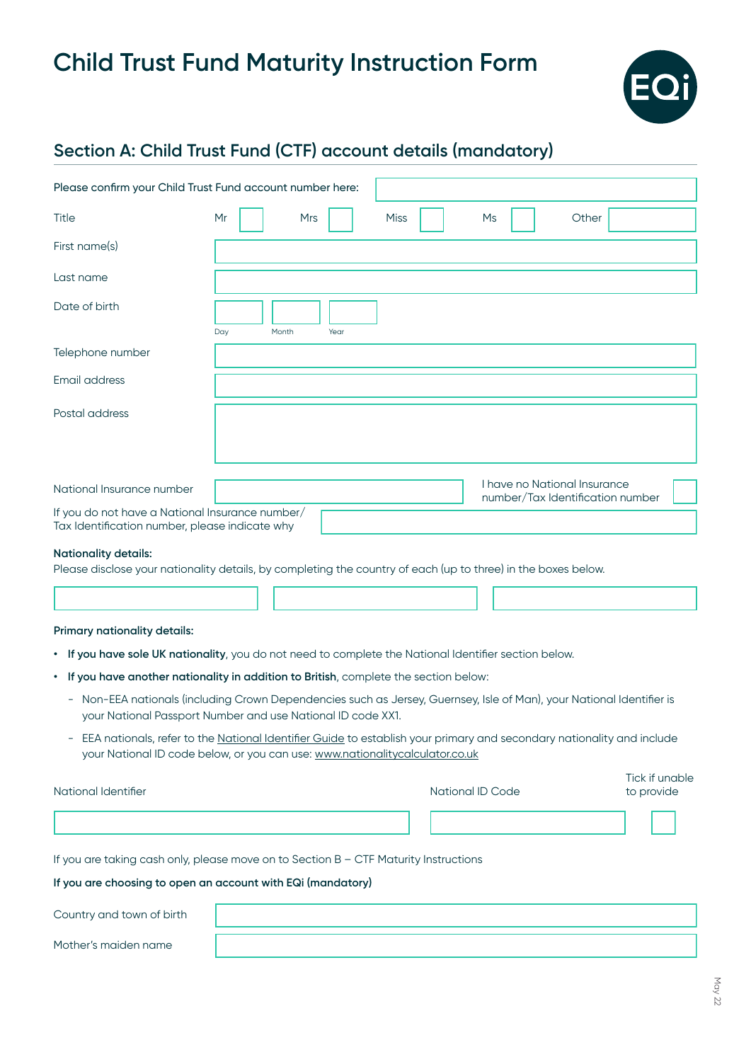# Child Trust Fund Maturity Instruction Form

## Section A: Child Trust Fund (CTF) account details (mandatory)

Please confirm your Child Trust Fund account number here:

| | |
|---|---|
| Title | Mr ☐ Mrs ☐ Miss ☐ Ms ☐ Other |
| First name(s) | |
| Last name | |
| Date of birth | Day / Month / Year |
| Telephone number | |
| Email address | |
| Postal address | |
| National Insurance number | I have no National Insurance number/Tax Identification number ☐ |
| If you do not have a National Insurance number/ Tax Identification number, please indicate why | |

**Nationality details:**
Please disclose your nationality details, by completing the country of each (up to three) in the boxes below.

| | | |
|---|---|---|
| | | |

**Primary nationality details:**

- **If you have sole UK nationality**, you do not need to complete the National Identifier section below.
- **If you have another nationality in addition to British**, complete the section below:
  - Non-EEA nationals (including Crown Dependencies such as Jersey, Guernsey, Isle of Man), your National Identifier is your National Passport Number and use National ID code XX1.
  - EEA nationals, refer to the National Identifier Guide to establish your primary and secondary nationality and include your National ID code below, or you can use: www.nationalitycalculator.co.uk

| National Identifier | National ID Code | Tick if unable to provide |
|---|---|---|
| | | ☐ |

If you are taking cash only, please move on to Section B – CTF Maturity Instructions

**If you are choosing to open an account with EQi (mandatory)**

| | |
|---|---|
| Country and town of birth | |
| Mother's maiden name | |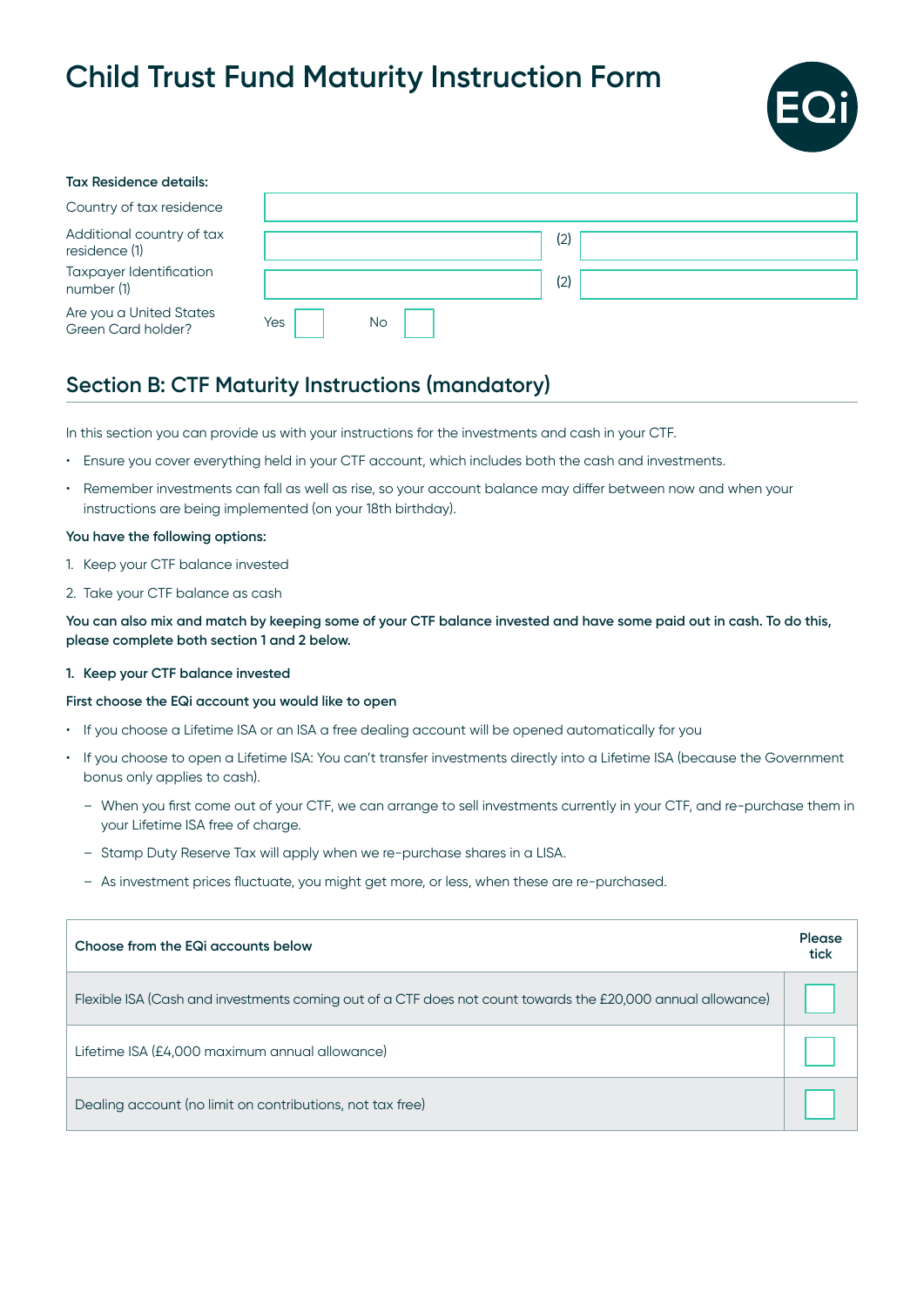# Child Trust Fund Maturity Instruction Form

**Tax Residence details:**

| | | | |
|---|---|---|---|
| Country of tax residence | | | |
| Additional country of tax residence (1) | | (2) | |
| Taxpayer Identification number (1) | | (2) | |
| Are you a United States Green Card holder? | Yes ☐ | No ☐ | |

## Section B: CTF Maturity Instructions (mandatory)

In this section you can provide us with your instructions for the investments and cash in your CTF.

- Ensure you cover everything held in your CTF account, which includes both the cash and investments.
- Remember investments can fall as well as rise, so your account balance may differ between now and when your instructions are being implemented (on your 18th birthday).

**You have the following options:**

1. Keep your CTF balance invested
2. Take your CTF balance as cash

**You can also mix and match by keeping some of your CTF balance invested and have some paid out in cash. To do this, please complete both section 1 and 2 below.**

**1. Keep your CTF balance invested**

**First choose the EQi account you would like to open**

- If you choose a Lifetime ISA or an ISA a free dealing account will be opened automatically for you
- If you choose to open a Lifetime ISA: You can't transfer investments directly into a Lifetime ISA (because the Government bonus only applies to cash).
  - When you first come out of your CTF, we can arrange to sell investments currently in your CTF, and re-purchase them in your Lifetime ISA free of charge.
  - Stamp Duty Reserve Tax will apply when we re-purchase shares in a LISA.
  - As investment prices fluctuate, you might get more, or less, when these are re-purchased.

| **Choose from the EQi accounts below** | **Please tick** |
|---|---|
| Flexible ISA (Cash and investments coming out of a CTF does not count towards the £20,000 annual allowance) | ☐ |
| Lifetime ISA (£4,000 maximum annual allowance) | ☐ |
| Dealing account (no limit on contributions, not tax free) | ☐ |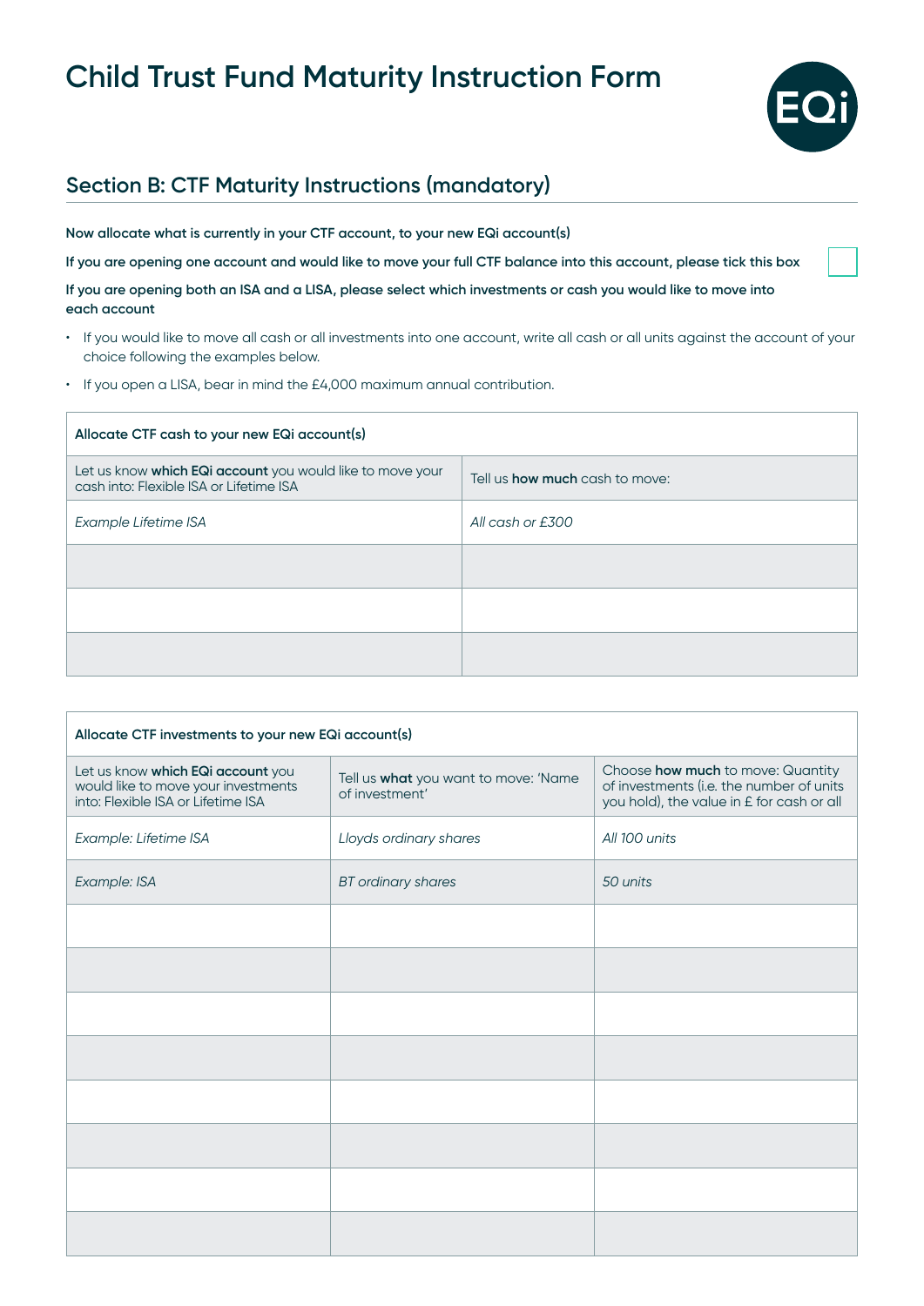# Child Trust Fund Maturity Instruction Form

## Section B: CTF Maturity Instructions (mandatory)

**Now allocate what is currently in your CTF account, to your new EQi account(s)**

**If you are opening one account and would like to move your full CTF balance into this account, please tick this box** ☐

**If you are opening both an ISA and a LISA, please select which investments or cash you would like to move into each account**

- If you would like to move all cash or all investments into one account, write all cash or all units against the account of your choice following the examples below.
- If you open a LISA, bear in mind the £4,000 maximum annual contribution.

| Allocate CTF cash to your new EQi account(s) | |
|---|---|
| Let us know **which EQi account** you would like to move your cash into: Flexible ISA or Lifetime ISA | Tell us **how much** cash to move: |
| *Example Lifetime ISA* | *All cash or £300* |
| | |
| | |
| | |

| Allocate CTF investments to your new EQi account(s) | | |
|---|---|---|
| Let us know **which EQi account** you would like to move your investments into: Flexible ISA or Lifetime ISA | Tell us **what** you want to move: 'Name of investment' | Choose **how much** to move: Quantity of investments (i.e. the number of units you hold), the value in £ for cash or all |
| *Example: Lifetime ISA* | *Lloyds ordinary shares* | *All 100 units* |
| *Example: ISA* | *BT ordinary shares* | *50 units* |
| | | |
| | | |
| | | |
| | | |
| | | |
| | | |
| | | |
| | | |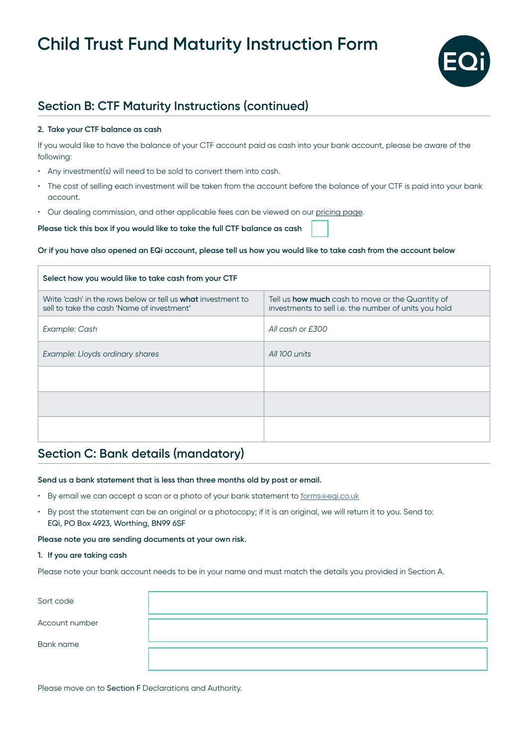# Child Trust Fund Maturity Instruction Form

## Section B: CTF Maturity Instructions (continued)

**2. Take your CTF balance as cash**

If you would like to have the balance of your CTF account paid as cash into your bank account, please be aware of the following:

- Any investment(s) will need to be sold to convert them into cash.
- The cost of selling each investment will be taken from the account before the balance of your CTF is paid into your bank account.
- Our dealing commission, and other applicable fees can be viewed on our pricing page.

**Please tick this box if you would like to take the full CTF balance as cash** ☐

**Or if you have also opened an EQi account, please tell us how you would like to take cash from the account below**

| **Select how you would like to take cash from your CTF** | |
|---|---|
| Write 'cash' in the rows below or tell us **what** investment to sell to take the cash 'Name of investment' | Tell us **how much** cash to move or the Quantity of investments to sell i.e. the number of units you hold |
| *Example: Cash* | *All cash or £300* |
| *Example: Lloyds ordinary shares* | *All 100 units* |
| | |
| | |
| | |

## Section C: Bank details (mandatory)

**Send us a bank statement that is less than three months old by post or email.**

- By email we can accept a scan or a photo of your bank statement to forms@eqi.co.uk
- By post the statement can be an original or a photocopy; if it is an original, we will return it to you. Send to: EQi, PO Box 4923, Worthing, BN99 6SF

**Please note you are sending documents at your own risk.**

**1. If you are taking cash**

Please note your bank account needs to be in your name and must match the details you provided in Section A.

| | |
|---|---|
| Sort code | |
| Account number | |
| Bank name | |

Please move on to **Section F** Declarations and Authority.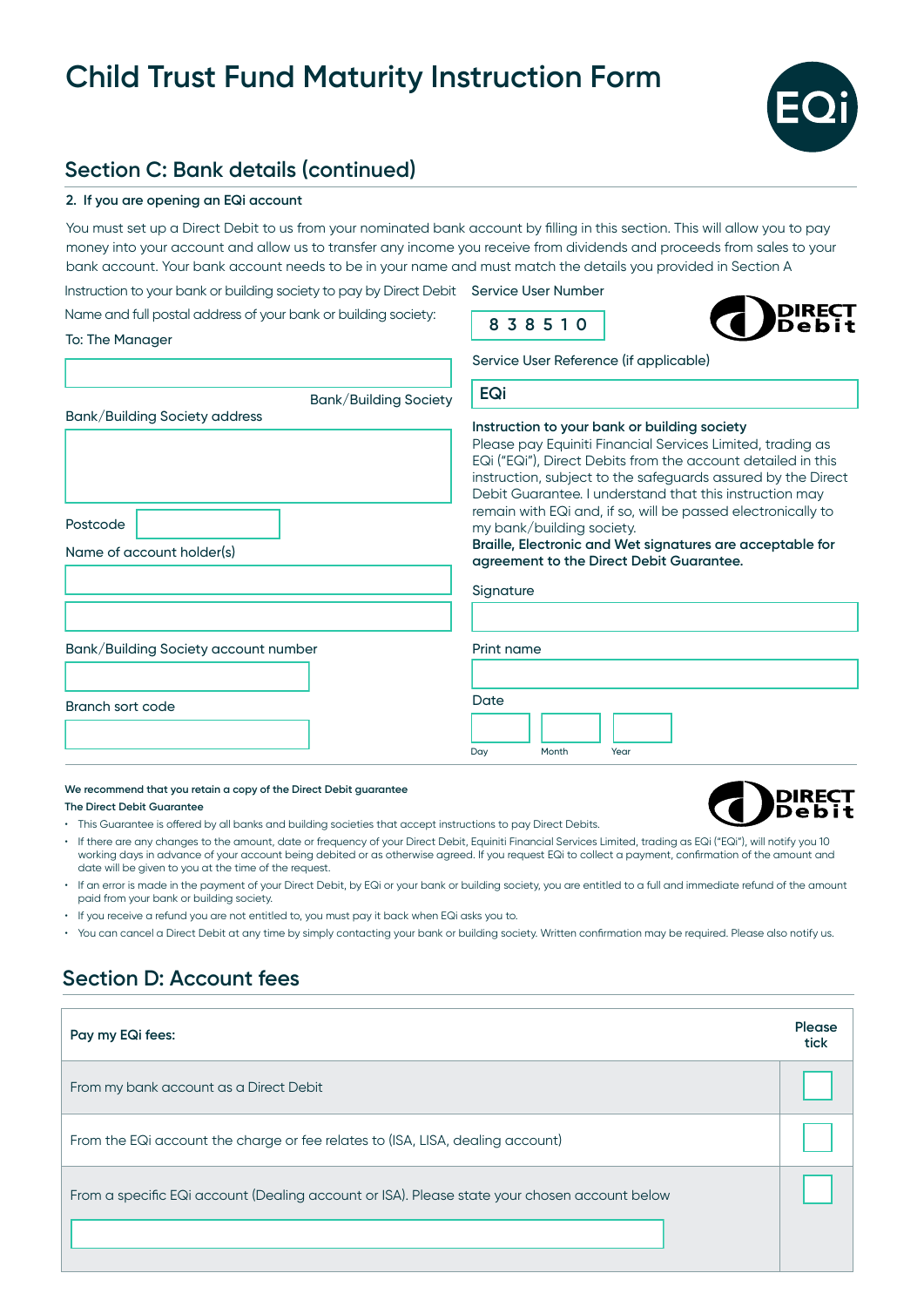# Child Trust Fund Maturity Instruction Form

## Section C: Bank details (continued)

**2. If you are opening an EQi account**

You must set up a Direct Debit to us from your nominated bank account by filling in this section. This will allow you to pay money into your account and allow us to transfer any income you receive from dividends and proceeds from sales to your bank account. Your bank account needs to be in your name and must match the details you provided in Section A

Instruction to your bank or building society to pay by Direct Debit

Name and full postal address of your bank or building society:

To: The Manager

Bank/Building Society

Bank/Building Society address

Postcode

Name of account holder(s)

Bank/Building Society account number

Branch sort code

Service User Number

8 3 8 5 1 0

Service User Reference (if applicable)

EQi

**Instruction to your bank or building society**
Please pay Equiniti Financial Services Limited, trading as EQi ("EQi"), Direct Debits from the account detailed in this instruction, subject to the safeguards assured by the Direct Debit Guarantee. I understand that this instruction may remain with EQi and, if so, will be passed electronically to my bank/building society.
**Braille, Electronic and Wet signatures are acceptable for agreement to the Direct Debit Guarantee.**

Signature

Print name

Date

Day Month Year

**We recommend that you retain a copy of the Direct Debit guarantee**

**The Direct Debit Guarantee**

- This Guarantee is offered by all banks and building societies that accept instructions to pay Direct Debits.
- If there are any changes to the amount, date or frequency of your Direct Debit, Equiniti Financial Services Limited, trading as EQi ("EQi"), will notify you 10 working days in advance of your account being debited or as otherwise agreed. If you request EQi to collect a payment, confirmation of the amount and date will be given to you at the time of the request.
- If an error is made in the payment of your Direct Debit, by EQi or your bank or building society, you are entitled to a full and immediate refund of the amount paid from your bank or building society.
- If you receive a refund you are not entitled to, you must pay it back when EQi asks you to.
- You can cancel a Direct Debit at any time by simply contacting your bank or building society. Written confirmation may be required. Please also notify us.

## Section D: Account fees

| Pay my EQi fees: | Please tick |
|---|---|
| From my bank account as a Direct Debit | ☐ |
| From the EQi account the charge or fee relates to (ISA, LISA, dealing account) | ☐ |
| From a specific EQi account (Dealing account or ISA). Please state your chosen account below | ☐ |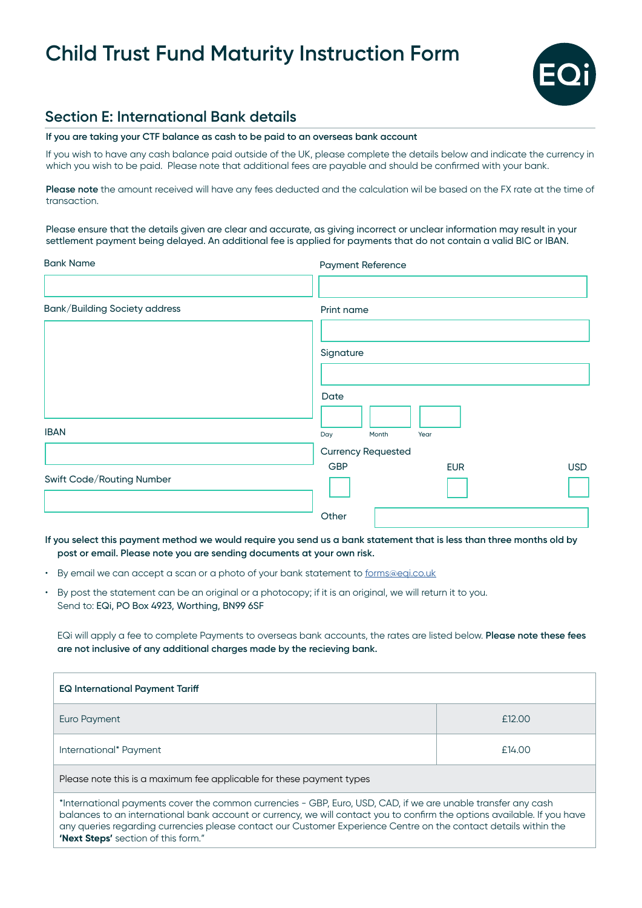# Child Trust Fund Maturity Instruction Form

## Section E: International Bank details

**If you are taking your CTF balance as cash to be paid to an overseas bank account**

If you wish to have any cash balance paid outside of the UK, please complete the details below and indicate the currency in which you wish to be paid. Please note that additional fees are payable and should be confirmed with your bank.

**Please note** the amount received will have any fees deducted and the calculation wil be based on the FX rate at the time of transaction.

Please ensure that the details given are clear and accurate, as giving incorrect or unclear information may result in your settlement payment being delayed. An additional fee is applied for payments that do not contain a valid BIC or IBAN.

Bank Name

Payment Reference

Bank/Building Society address

Print name

Signature

Date

Day Month Year

IBAN

Currency Requested

GBP EUR USD

Swift Code/Routing Number

Other

**If you select this payment method we would require you send us a bank statement that is less than three months old by post or email. Please note you are sending documents at your own risk.**

- By email we can accept a scan or a photo of your bank statement to forms@eqi.co.uk
- By post the statement can be an original or a photocopy; if it is an original, we will return it to you. Send to: EQi, PO Box 4923, Worthing, BN99 6SF

EQi will apply a fee to complete Payments to overseas bank accounts, the rates are listed below. **Please note these fees are not inclusive of any additional charges made by the recieving bank.**

| EQ International Payment Tariff | |
|---|---|
| Euro Payment | £12.00 |
| International* Payment | £14.00 |
| Please note this is a maximum fee applicable for these payment types | |
| *International payments cover the common currencies - GBP, Euro, USD, CAD, if we are unable transfer any cash balances to an international bank account or currency, we will contact you to confirm the options available. If you have any queries regarding currencies please contact our Customer Experience Centre on the contact details within the **'Next Steps'** section of this form." | |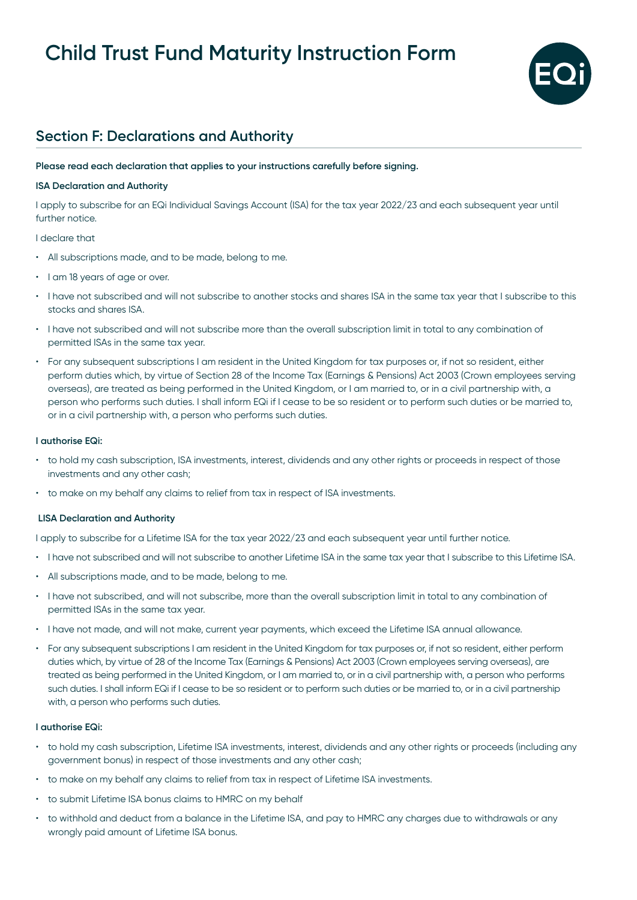# Child Trust Fund Maturity Instruction Form

## Section F: Declarations and Authority

**Please read each declaration that applies to your instructions carefully before signing.**

**ISA Declaration and Authority**

I apply to subscribe for an EQi Individual Savings Account (ISA) for the tax year 2022/23 and each subsequent year until further notice.

I declare that

- All subscriptions made, and to be made, belong to me.
- I am 18 years of age or over.
- I have not subscribed and will not subscribe to another stocks and shares ISA in the same tax year that I subscribe to this stocks and shares ISA.
- I have not subscribed and will not subscribe more than the overall subscription limit in total to any combination of permitted ISAs in the same tax year.
- For any subsequent subscriptions I am resident in the United Kingdom for tax purposes or, if not so resident, either perform duties which, by virtue of Section 28 of the Income Tax (Earnings & Pensions) Act 2003 (Crown employees serving overseas), are treated as being performed in the United Kingdom, or I am married to, or in a civil partnership with, a person who performs such duties. I shall inform EQi if I cease to be so resident or to perform such duties or be married to, or in a civil partnership with, a person who performs such duties.

**I authorise EQi:**

- to hold my cash subscription, ISA investments, interest, dividends and any other rights or proceeds in respect of those investments and any other cash;
- to make on my behalf any claims to relief from tax in respect of ISA investments.

**LISA Declaration and Authority**

I apply to subscribe for a Lifetime ISA for the tax year 2022/23 and each subsequent year until further notice.

- I have not subscribed and will not subscribe to another Lifetime ISA in the same tax year that I subscribe to this Lifetime ISA.
- All subscriptions made, and to be made, belong to me.
- I have not subscribed, and will not subscribe, more than the overall subscription limit in total to any combination of permitted ISAs in the same tax year.
- I have not made, and will not make, current year payments, which exceed the Lifetime ISA annual allowance.
- For any subsequent subscriptions I am resident in the United Kingdom for tax purposes or, if not so resident, either perform duties which, by virtue of 28 of the Income Tax (Earnings & Pensions) Act 2003 (Crown employees serving overseas), are treated as being performed in the United Kingdom, or I am married to, or in a civil partnership with, a person who performs such duties. I shall inform EQi if I cease to be so resident or to perform such duties or be married to, or in a civil partnership with, a person who performs such duties.

**I authorise EQi:**

- to hold my cash subscription, Lifetime ISA investments, interest, dividends and any other rights or proceeds (including any government bonus) in respect of those investments and any other cash;
- to make on my behalf any claims to relief from tax in respect of Lifetime ISA investments.
- to submit Lifetime ISA bonus claims to HMRC on my behalf
- to withhold and deduct from a balance in the Lifetime ISA, and pay to HMRC any charges due to withdrawals or any wrongly paid amount of Lifetime ISA bonus.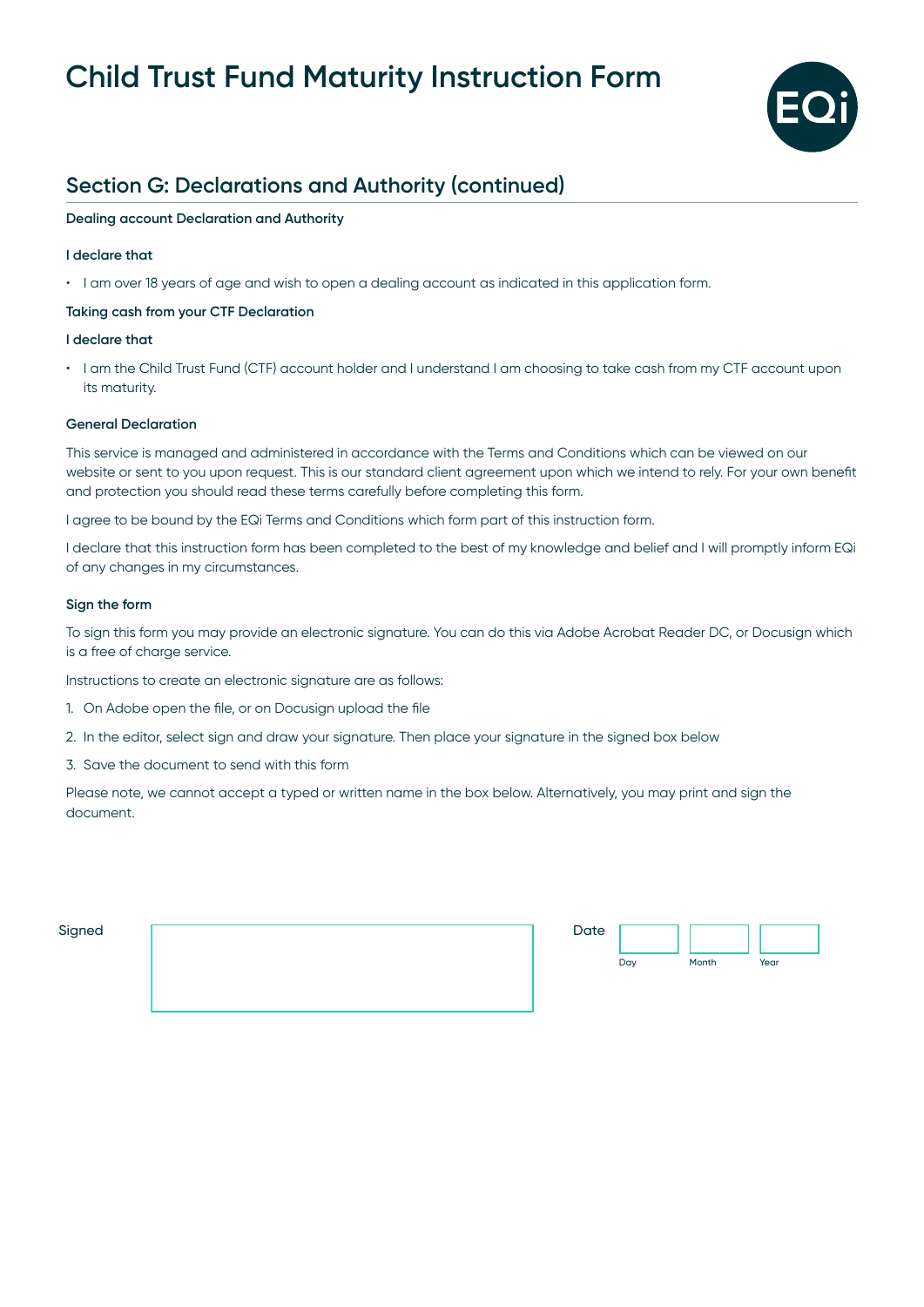# Child Trust Fund Maturity Instruction Form

## Section G: Declarations and Authority (continued)

**Dealing account Declaration and Authority**

**I declare that**

- I am over 18 years of age and wish to open a dealing account as indicated in this application form.

**Taking cash from your CTF Declaration**

**I declare that**

- I am the Child Trust Fund (CTF) account holder and I understand I am choosing to take cash from my CTF account upon its maturity.

**General Declaration**

This service is managed and administered in accordance with the Terms and Conditions which can be viewed on our website or sent to you upon request. This is our standard client agreement upon which we intend to rely. For your own benefit and protection you should read these terms carefully before completing this form.

I agree to be bound by the EQi Terms and Conditions which form part of this instruction form.

I declare that this instruction form has been completed to the best of my knowledge and belief and I will promptly inform EQi of any changes in my circumstances.

**Sign the form**

To sign this form you may provide an electronic signature. You can do this via Adobe Acrobat Reader DC, or Docusign which is a free of charge service.

Instructions to create an electronic signature are as follows:

1. On Adobe open the file, or on Docusign upload the file
2. In the editor, select sign and draw your signature. Then place your signature in the signed box below
3. Save the document to send with this form

Please note, we cannot accept a typed or written name in the box below. Alternatively, you may print and sign the document.

Signed ____________________

Date ______ Day ______ Month ______ Year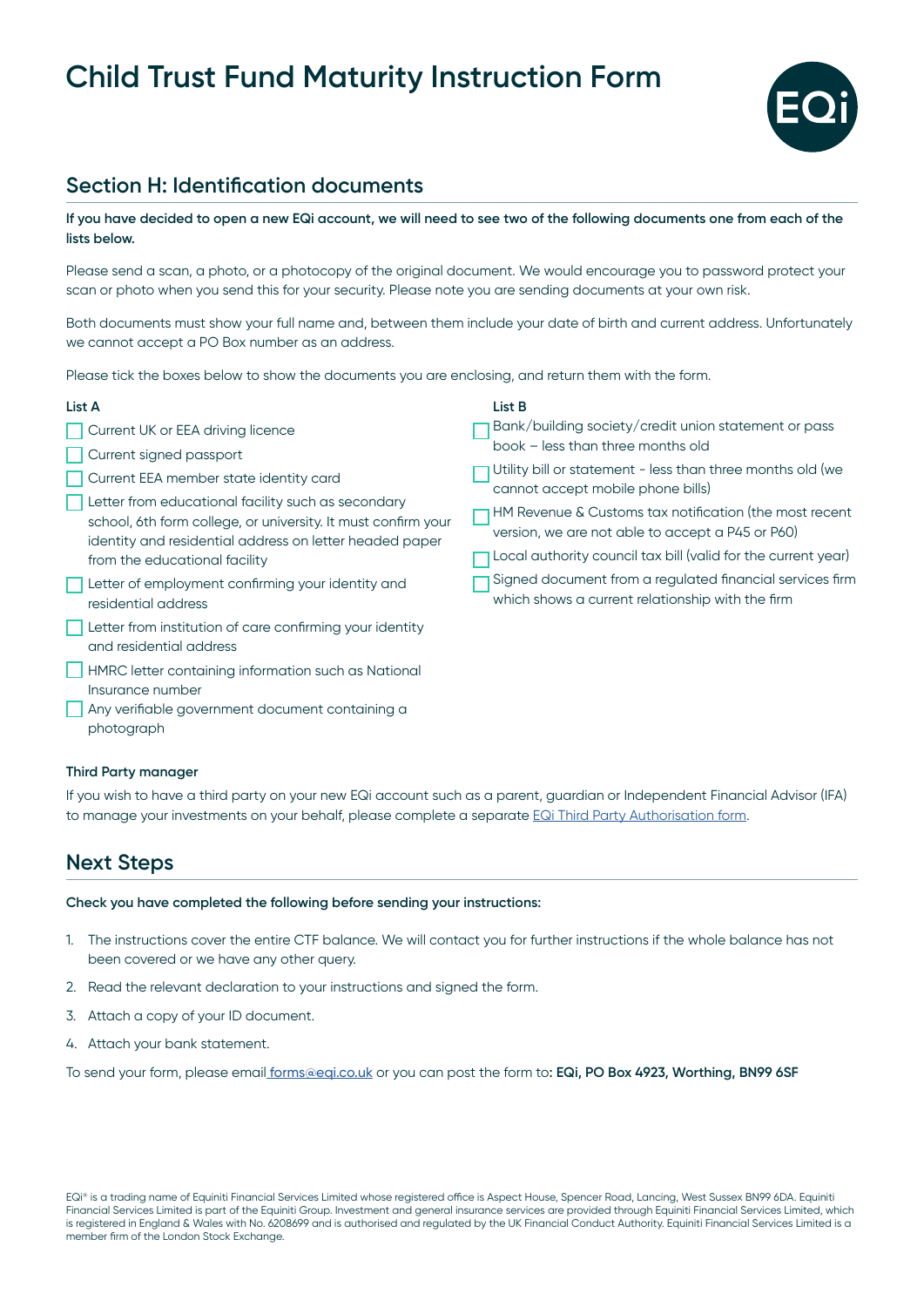// Added a missing opening backtick in the code fence... wait, no code fences here. Below is the plain transcription.

# Child Trust Fund Maturity Instruction Form

## Section H: Identification documents

**If you have decided to open a new EQi account, we will need to see two of the following documents one from each of the lists below.**

Please send a scan, a photo, or a photocopy of the original document. We would encourage you to password protect your scan or photo when you send this for your security. Please note you are sending documents at your own risk.

Both documents must show your full name and, between them include your date of birth and current address. Unfortunately we cannot accept a PO Box number as an address.

Please tick the boxes below to show the documents you are enclosing, and return them with the form.

**List A**

- ☐ Current UK or EEA driving licence
- ☐ Current signed passport
- ☐ Current EEA member state identity card
- ☐ Letter from educational facility such as secondary school, 6th form college, or university. It must confirm your identity and residential address on letter headed paper from the educational facility
- ☐ Letter of employment confirming your identity and residential address
- ☐ Letter from institution of care confirming your identity and residential address
- ☐ HMRC letter containing information such as National Insurance number
- ☐ Any verifiable government document containing a photograph

**List B**

- ☐ Bank/building society/credit union statement or pass book – less than three months old
- ☐ Utility bill or statement - less than three months old (we cannot accept mobile phone bills)
- ☐ HM Revenue & Customs tax notification (the most recent version, we are not able to accept a P45 or P60)
- ☐ Local authority council tax bill (valid for the current year)
- ☐ Signed document from a regulated financial services firm which shows a current relationship with the firm

**Third Party manager**

If you wish to have a third party on your new EQi account such as a parent, guardian or Independent Financial Advisor (IFA) to manage your investments on your behalf, please complete a separate EQi Third Party Authorisation form.

## Next Steps

**Check you have completed the following before sending your instructions:**

1. The instructions cover the entire CTF balance. We will contact you for further instructions if the whole balance has not been covered or we have any other query.
2. Read the relevant declaration to your instructions and signed the form.
3. Attach a copy of your ID document.
4. Attach your bank statement.

To send your form, please email forms@eqi.co.uk or you can post the form to: **EQi, PO Box 4923, Worthing, BN99 6SF**

EQi® is a trading name of Equiniti Financial Services Limited whose registered office is Aspect House, Spencer Road, Lancing, West Sussex BN99 6DA. Equiniti Financial Services Limited is part of the Equiniti Group. Investment and general insurance services are provided through Equiniti Financial Services Limited, which is registered in England & Wales with No. 6208699 and is authorised and regulated by the UK Financial Conduct Authority. Equiniti Financial Services Limited is a member firm of the London Stock Exchange.